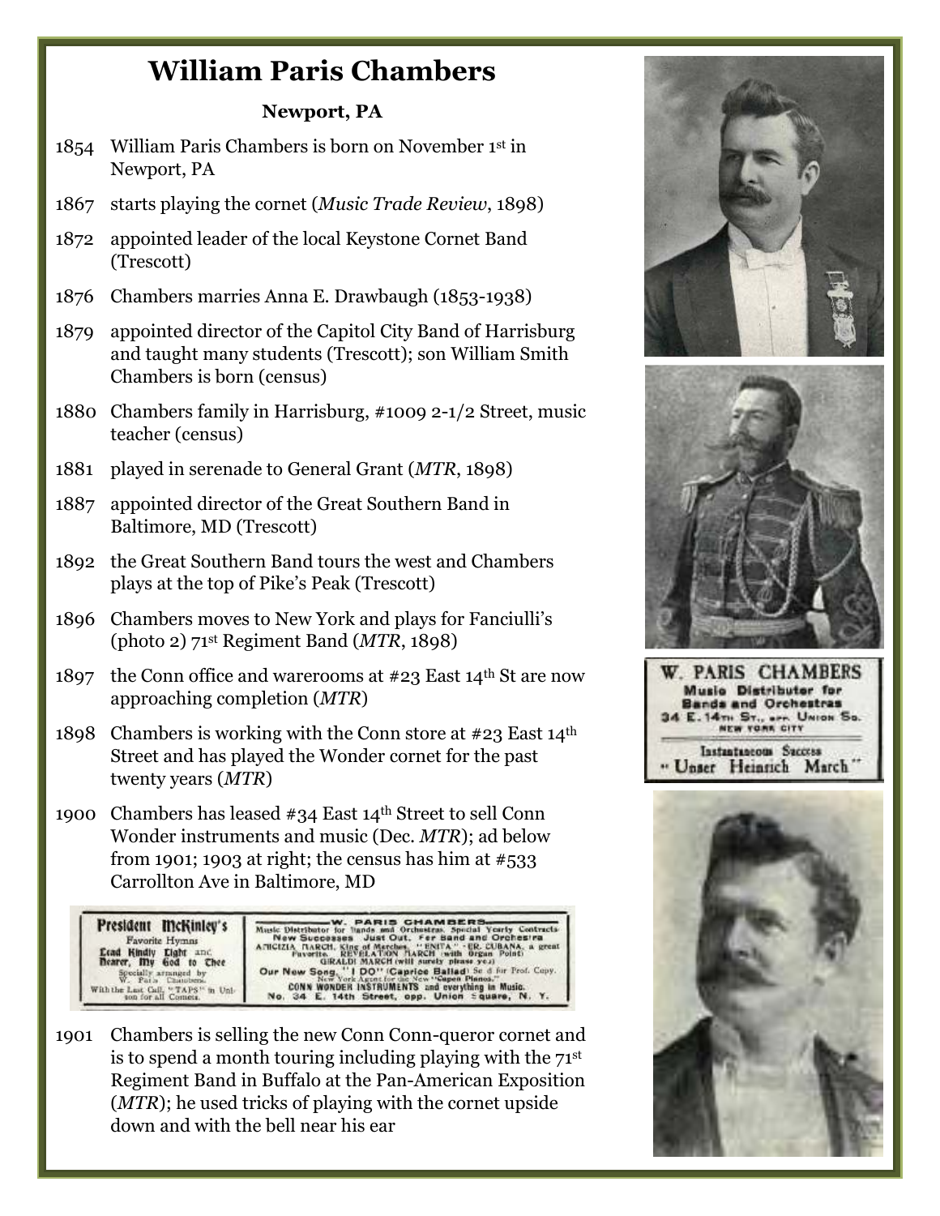# William Paris Chambers

**Newport, PA**

1854 William Paris Chambers is born on November 1st in Newport, PA

1867 starts playing the cornet (*Music Trade Review*, 1898)

1872 appointed leader of the local Keystone Cornet Band (Trescott)

1876 Chambers marries Anna E. Drawbaugh (1853-1938)

1879 appointed director of the Capitol City Band of Harrisburg and taught many students (Trescott); son William Smith Chambers is born (census)

1880 Chambers family in Harrisburg, #1009 2-1/2 Street, music teacher (census)

1881 played in serenade to General Grant (*MTR*, 1898)

1887 appointed director of the Great Southern Band in Baltimore, MD (Trescott)

1892 the Great Southern Band tours the west and Chambers plays at the top of Pike's Peak (Trescott)

1896 Chambers moves to New York and plays for Fanciulli's (photo 2) 71st Regiment Band (*MTR*, 1898)

1897 the Conn office and warerooms at #23 East 14th St are now approaching completion (*MTR*)

1898 Chambers is working with the Conn store at #23 East 14th Street and has played the Wonder cornet for the past twenty years (*MTR*)

1900 Chambers has leased #34 East 14th Street to sell Conn Wonder instruments and music (Dec. *MTR*); ad below from 1901; 1903 at right; the census has him at #533 Carrollton Ave in Baltimore, MD

W. PARIS CHAMBERS
Music Distributor for Bands and Orchestras
34 E. 14th St., opp. Union Sq.
NEW YORK CITY
Instantaneous Success
"Unser Heinrich March"

President McKinley's Favorite Hymns
Lead Kindly Light and Nearer, My God to Thee
Specially arranged by W. Paris Chambers.
With the Last Call, "TAPS" in Unison for all Cornets.

W. PARIS CHAMBERS
Music Distributor for Bands and Orchestras. Special Yearly Contracts.
New Successes Just Out. For Band and Orchestra
AMICIZIA MARCH, King of Marches. "ENITA" - ER. CUBANA, a great Favorite. REVELATION MARCH (with Organ Point)
GIRALDI MARCH (will surely please you)
Our New Song, "I DO" (Caprice Ballad) Send for Prof. Copy.
New York Agent for the New "Capen Pianos."
CONN WONDER INSTRUMENTS and everything in Music.
No. 34 E. 14th Street, opp. Union Square, N. Y.

1901 Chambers is selling the new Conn Conn-queror cornet and is to spend a month touring including playing with the 71st Regiment Band in Buffalo at the Pan-American Exposition (*MTR*); he used tricks of playing with the cornet upside down and with the bell near his ear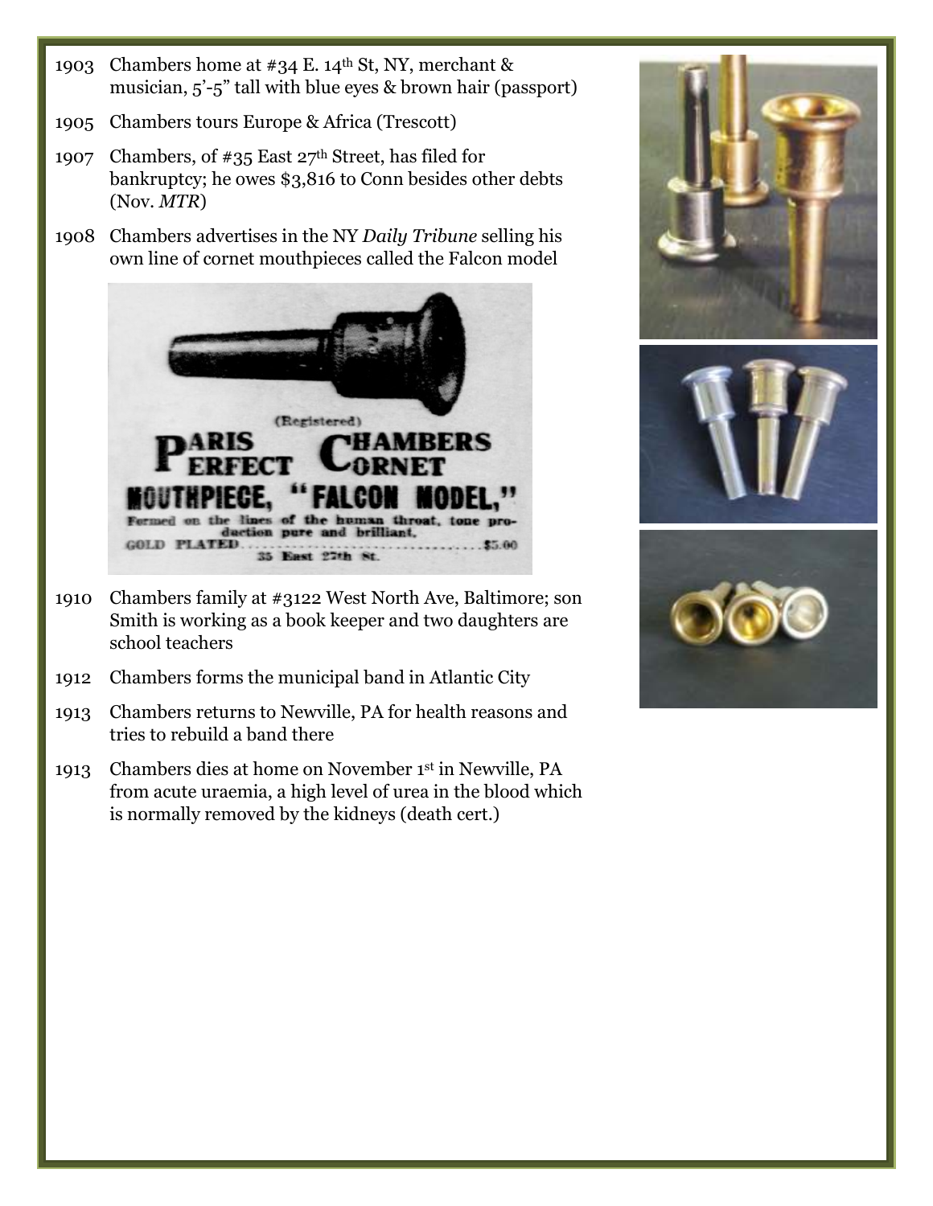1903 Chambers home at #34 E. 14th St, NY, merchant & musician, 5'-5" tall with blue eyes & brown hair (passport)

1905 Chambers tours Europe & Africa (Trescott)

1907 Chambers, of #35 East 27th Street, has filed for bankruptcy; he owes $3,816 to Conn besides other debts (Nov. *MTR*)

1908 Chambers advertises in the NY *Daily Tribune* selling his own line of cornet mouthpieces called the Falcon model

(Registered)
PARIS PERFECT CHAMBERS CORNET
MOUTHPIECE, "FALCON MODEL,"
Formed on the lines of the human throat, tone production pure and brilliant.
GOLD PLATED................................$5.00
35 East 27th St.

1910 Chambers family at #3122 West North Ave, Baltimore; son Smith is working as a book keeper and two daughters are school teachers

1912 Chambers forms the municipal band in Atlantic City

1913 Chambers returns to Newville, PA for health reasons and tries to rebuild a band there

1913 Chambers dies at home on November 1st in Newville, PA from acute uraemia, a high level of urea in the blood which is normally removed by the kidneys (death cert.)